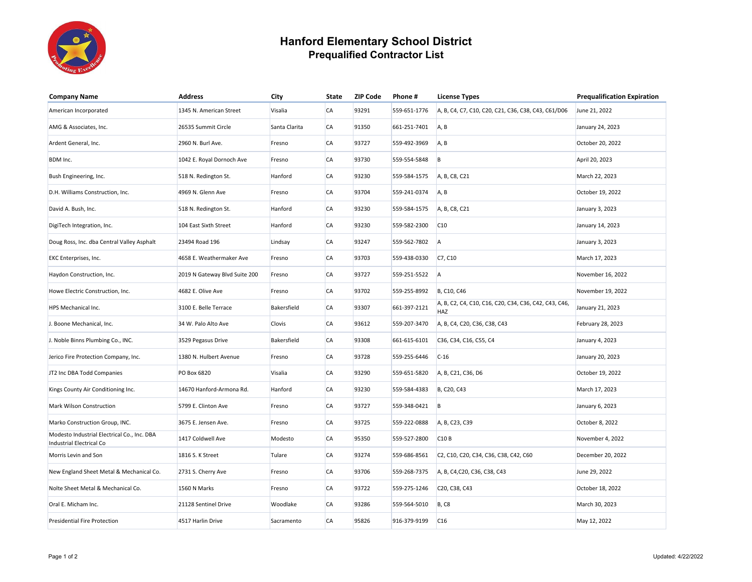# Hanford Elementary School District
## Prequalified Contractor List

| Company Name | Address | City | State | ZIP Code | Phone # | License Types | Prequalification Expiration |
|---|---|---|---|---|---|---|---|
| American Incorporated | 1345 N. American Street | Visalia | CA | 93291 | 559-651-1776 | A, B, C4, C7, C10, C20, C21, C36, C38, C43, C61/D06 | June 21, 2022 |
| AMG & Associates, Inc. | 26535 Summit Circle | Santa Clarita | CA | 91350 | 661-251-7401 | A, B | January 24, 2023 |
| Ardent General, Inc. | 2960 N. Burl Ave. | Fresno | CA | 93727 | 559-492-3969 | A, B | October 20, 2022 |
| BDM Inc. | 1042 E. Royal Dornoch Ave | Fresno | CA | 93730 | 559-554-5848 | B | April 20, 2023 |
| Bush Engineering, Inc. | 518 N. Redington St. | Hanford | CA | 93230 | 559-584-1575 | A, B, C8, C21 | March 22, 2023 |
| D.H. Williams Construction, Inc. | 4969 N. Glenn Ave | Fresno | CA | 93704 | 559-241-0374 | A, B | October 19, 2022 |
| David A. Bush, Inc. | 518 N. Redington St. | Hanford | CA | 93230 | 559-584-1575 | A, B, C8, C21 | January 3, 2023 |
| DigiTech Integration, Inc. | 104 East Sixth Street | Hanford | CA | 93230 | 559-582-2300 | C10 | January 14, 2023 |
| Doug Ross, Inc. dba Central Valley Asphalt | 23494 Road 196 | Lindsay | CA | 93247 | 559-562-7802 | A | January 3, 2023 |
| EKC Enterprises, Inc. | 4658 E. Weathermaker Ave | Fresno | CA | 93703 | 559-438-0330 | C7, C10 | March 17, 2023 |
| Haydon Construction, Inc. | 2019 N Gateway Blvd Suite 200 | Fresno | CA | 93727 | 559-251-5522 | A | November 16, 2022 |
| Howe Electric Construction, Inc. | 4682 E. Olive Ave | Fresno | CA | 93702 | 559-255-8992 | B, C10, C46 | November 19, 2022 |
| HPS Mechanical Inc. | 3100 E. Belle Terrace | Bakersfield | CA | 93307 | 661-397-2121 | A, B, C2, C4, C10, C16, C20, C34, C36, C42, C43, C46, HAZ | January 21, 2023 |
| J. Boone Mechanical, Inc. | 34 W. Palo Alto Ave | Clovis | CA | 93612 | 559-207-3470 | A, B, C4, C20, C36, C38, C43 | February 28, 2023 |
| J. Noble Binns Plumbing Co., INC. | 3529 Pegasus Drive | Bakersfield | CA | 93308 | 661-615-6101 | C36, C34, C16, C55, C4 | January 4, 2023 |
| Jerico Fire Protection Company, Inc. | 1380 N. Hulbert Avenue | Fresno | CA | 93728 | 559-255-6446 | C-16 | January 20, 2023 |
| JT2 Inc DBA Todd Companies | PO Box 6820 | Visalia | CA | 93290 | 559-651-5820 | A, B, C21, C36, D6 | October 19, 2022 |
| Kings County Air Conditioning Inc. | 14670 Hanford-Armona Rd. | Hanford | CA | 93230 | 559-584-4383 | B, C20, C43 | March 17, 2023 |
| Mark Wilson Construction | 5799 E. Clinton Ave | Fresno | CA | 93727 | 559-348-0421 | B | January 6, 2023 |
| Marko Construction Group, INC. | 3675 E. Jensen Ave. | Fresno | CA | 93725 | 559-222-0888 | A, B, C23, C39 | October 8, 2022 |
| Modesto Industrial Electrical Co., Inc. DBA Industrial Electrical Co | 1417 Coldwell Ave | Modesto | CA | 95350 | 559-527-2800 | C10 B | November 4, 2022 |
| Morris Levin and Son | 1816 S. K Street | Tulare | CA | 93274 | 559-686-8561 | C2, C10, C20, C34, C36, C38, C42, C60 | December 20, 2022 |
| New England Sheet Metal & Mechanical Co. | 2731 S. Cherry Ave | Fresno | CA | 93706 | 559-268-7375 | A, B, C4,C20, C36, C38, C43 | June 29, 2022 |
| Nolte Sheet Metal & Mechanical Co. | 1560 N Marks | Fresno | CA | 93722 | 559-275-1246 | C20, C38, C43 | October 18, 2022 |
| Oral E. Micham Inc. | 21128 Sentinel Drive | Woodlake | CA | 93286 | 559-564-5010 | B, C8 | March 30, 2023 |
| Presidential Fire Protection | 4517 Harlin Drive | Sacramento | CA | 95826 | 916-379-9199 | C16 | May 12, 2022 |

Updated: 4/22/2022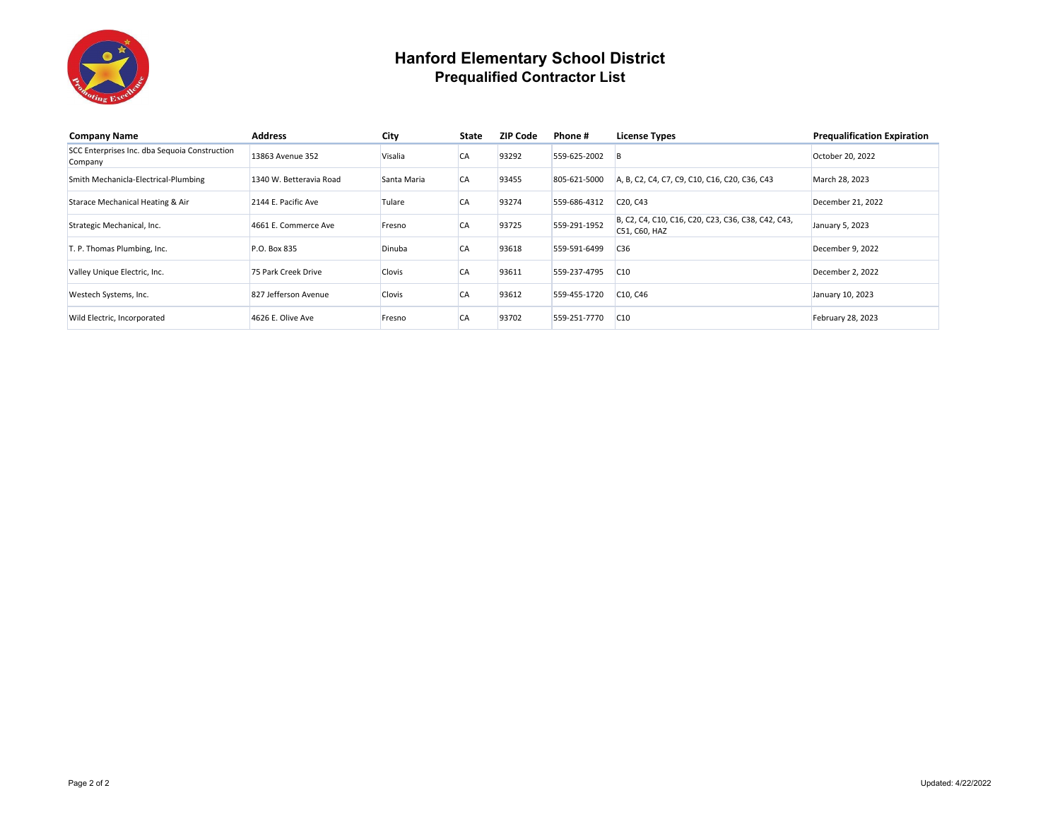# Hanford Elementary School District
## Prequalified Contractor List

| Company Name | Address | City | State | ZIP Code | Phone # | License Types | Prequalification Expiration |
|---|---|---|---|---|---|---|---|
| SCC Enterprises Inc. dba Sequoia Construction Company | 13863 Avenue 352 | Visalia | CA | 93292 | 559-625-2002 | B | October 20, 2022 |
| Smith Mechanicla-Electrical-Plumbing | 1340 W. Betteravia Road | Santa Maria | CA | 93455 | 805-621-5000 | A, B, C2, C4, C7, C9, C10, C16, C20, C36, C43 | March 28, 2023 |
| Starace Mechanical Heating & Air | 2144 E. Pacific Ave | Tulare | CA | 93274 | 559-686-4312 | C20, C43 | December 21, 2022 |
| Strategic Mechanical, Inc. | 4661 E. Commerce Ave | Fresno | CA | 93725 | 559-291-1952 | B, C2, C4, C10, C16, C20, C23, C36, C38, C42, C43, C51, C60, HAZ | January 5, 2023 |
| T. P. Thomas Plumbing, Inc. | P.O. Box 835 | Dinuba | CA | 93618 | 559-591-6499 | C36 | December 9, 2022 |
| Valley Unique Electric, Inc. | 75 Park Creek Drive | Clovis | CA | 93611 | 559-237-4795 | C10 | December 2, 2022 |
| Westech Systems, Inc. | 827 Jefferson Avenue | Clovis | CA | 93612 | 559-455-1720 | C10, C46 | January 10, 2023 |
| Wild Electric, Incorporated | 4626 E. Olive Ave | Fresno | CA | 93702 | 559-251-7770 | C10 | February 28, 2023 |

Updated: 4/22/2022